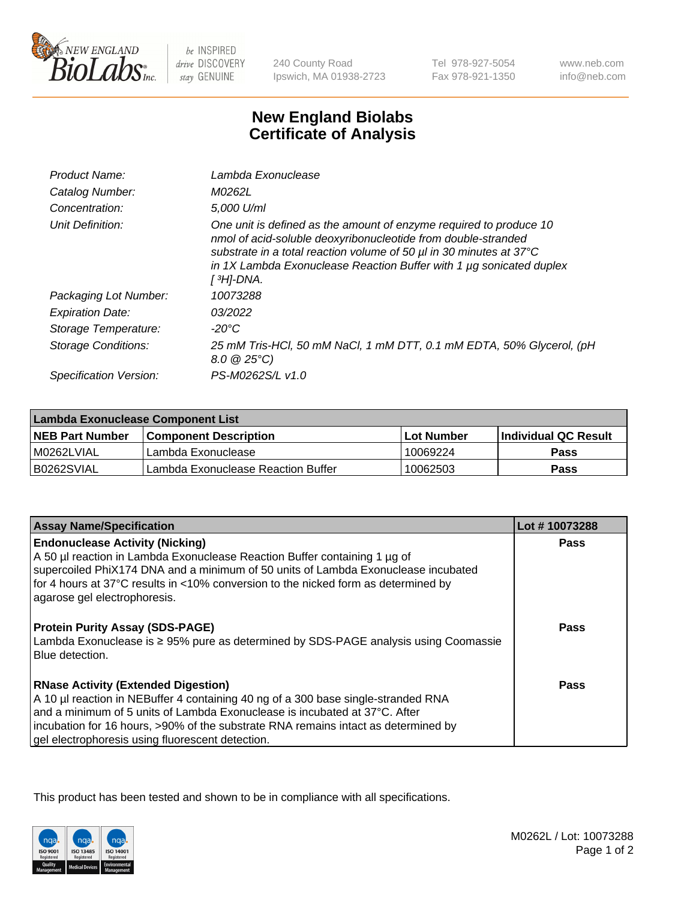New England BioLabs Inc. — be INSPIRED drive DISCOVERY stay GENUINE

240 County Road, Ipswich, MA 01938-2723 | Tel 978-927-5054 | Fax 978-921-1350 | www.neb.com | info@neb.com

# New England Biolabs Certificate of Analysis

| | |
|---|---|
| Product Name: | Lambda Exonuclease |
| Catalog Number: | M0262L |
| Concentration: | 5,000 U/ml |
| Unit Definition: | One unit is defined as the amount of enzyme required to produce 10 nmol of acid-soluble deoxyribonucleotide from double-stranded substrate in a total reaction volume of 50 µl in 30 minutes at 37°C in 1X Lambda Exonuclease Reaction Buffer with 1 µg sonicated duplex [ $^3$H]-DNA. |
| Packaging Lot Number: | 10073288 |
| Expiration Date: | 03/2022 |
| Storage Temperature: | -20°C |
| Storage Conditions: | 25 mM Tris-HCl, 50 mM NaCl, 1 mM DTT, 0.1 mM EDTA, 50% Glycerol, (pH 8.0 @ 25°C) |
| Specification Version: | PS-M0262S/L v1.0 |

| Lambda Exonuclease Component List | | | |
|---|---|---|---|
| **NEB Part Number** | **Component Description** | **Lot Number** | **Individual QC Result** |
| M0262LVIAL | Lambda Exonuclease | 10069224 | **Pass** |
| B0262SVIAL | Lambda Exonuclease Reaction Buffer | 10062503 | **Pass** |

| Assay Name/Specification | Lot # 10073288 |
|---|---|
| **Endonuclease Activity (Nicking)**<br>A 50 µl reaction in Lambda Exonuclease Reaction Buffer containing 1 µg of supercoiled PhiX174 DNA and a minimum of 50 units of Lambda Exonuclease incubated for 4 hours at 37°C results in <10% conversion to the nicked form as determined by agarose gel electrophoresis. | **Pass** |
| **Protein Purity Assay (SDS-PAGE)**<br>Lambda Exonuclease is ≥ 95% pure as determined by SDS-PAGE analysis using Coomassie Blue detection. | **Pass** |
| **RNase Activity (Extended Digestion)**<br>A 10 µl reaction in NEBuffer 4 containing 40 ng of a 300 base single-stranded RNA and a minimum of 5 units of Lambda Exonuclease is incubated at 37°C. After incubation for 16 hours, >90% of the substrate RNA remains intact as determined by gel electrophoresis using fluorescent detection. | **Pass** |

This product has been tested and shown to be in compliance with all specifications.

M0262L / Lot: 10073288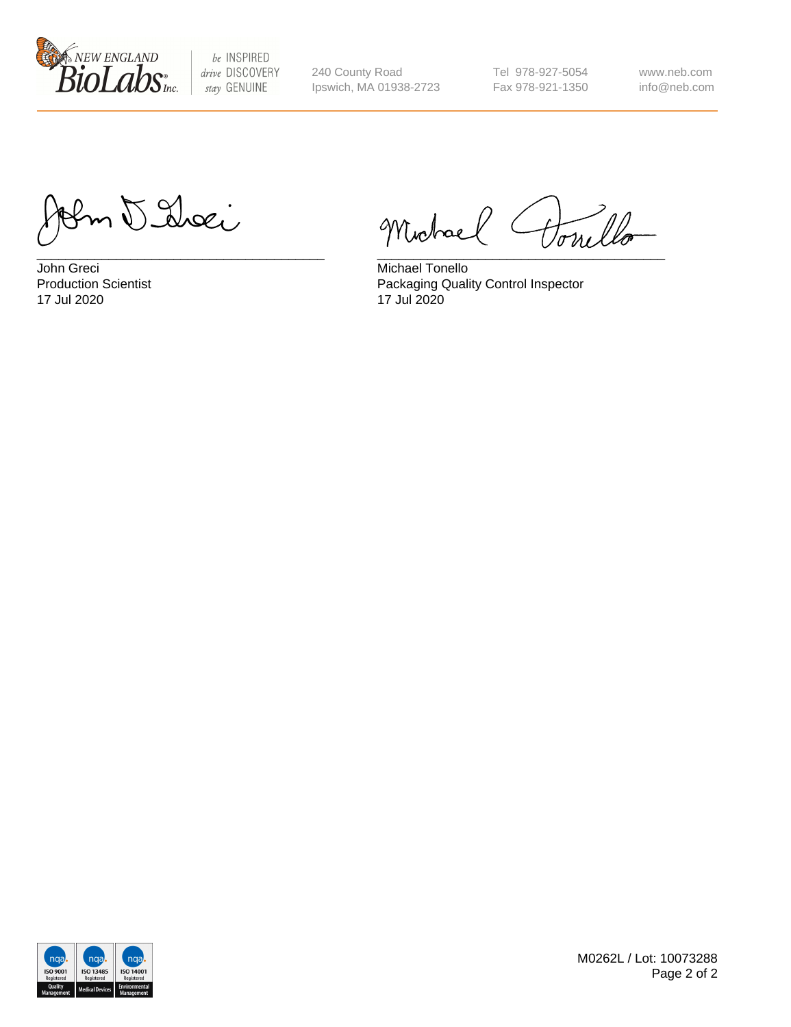John Greci
Production Scientist
17 Jul 2020

Michael Tonello
Packaging Quality Control Inspector
17 Jul 2020